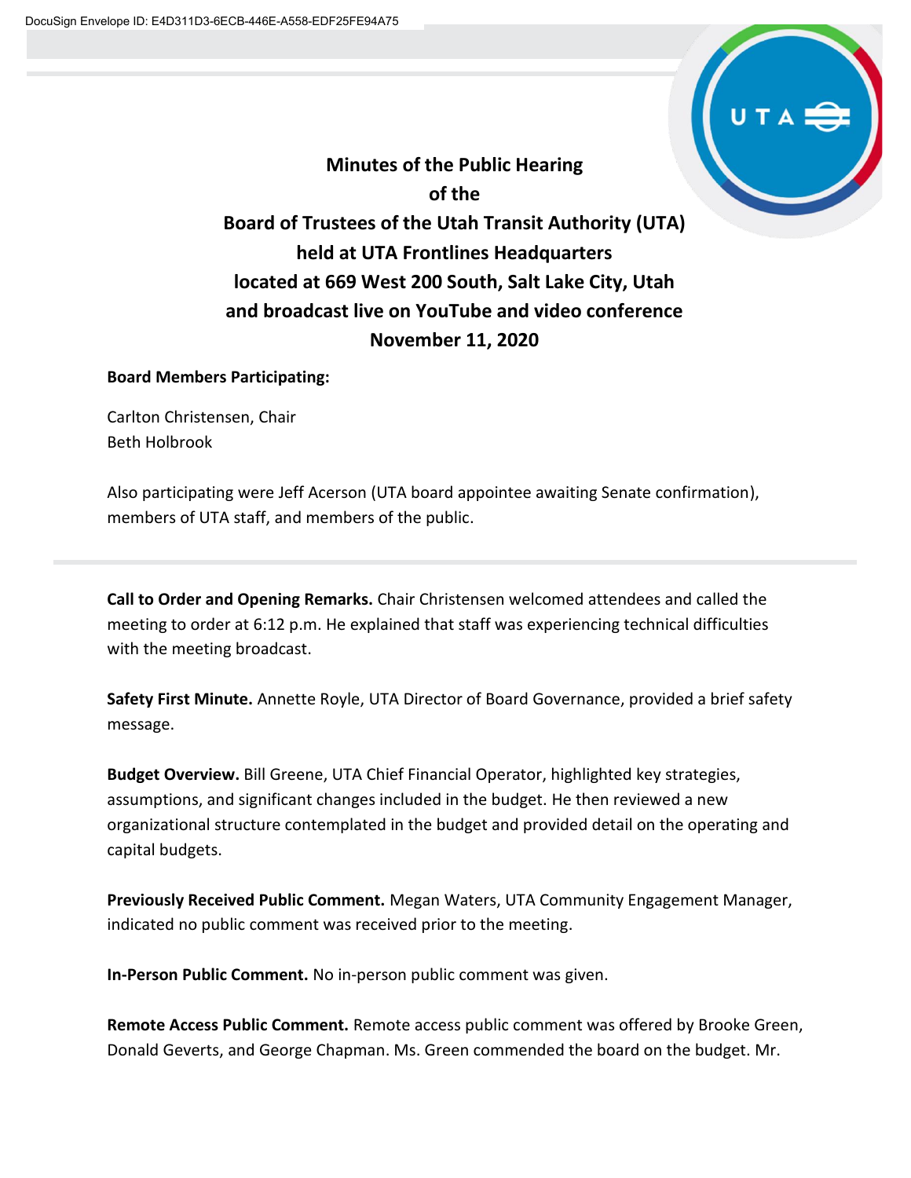DocuSign Envelope ID: E4D311D3-6ECB-446E-A558-EDF25FE94A75

# Minutes of the Public Hearing of the Board of Trustees of the Utah Transit Authority (UTA) held at UTA Frontlines Headquarters located at 669 West 200 South, Salt Lake City, Utah and broadcast live on YouTube and video conference November 11, 2020

**Board Members Participating:**

Carlton Christensen, Chair
Beth Holbrook

Also participating were Jeff Acerson (UTA board appointee awaiting Senate confirmation), members of UTA staff, and members of the public.

---

**Call to Order and Opening Remarks.** Chair Christensen welcomed attendees and called the meeting to order at 6:12 p.m. He explained that staff was experiencing technical difficulties with the meeting broadcast.

**Safety First Minute.** Annette Royle, UTA Director of Board Governance, provided a brief safety message.

**Budget Overview.** Bill Greene, UTA Chief Financial Operator, highlighted key strategies, assumptions, and significant changes included in the budget. He then reviewed a new organizational structure contemplated in the budget and provided detail on the operating and capital budgets.

**Previously Received Public Comment.** Megan Waters, UTA Community Engagement Manager, indicated no public comment was received prior to the meeting.

**In-Person Public Comment.** No in-person public comment was given.

**Remote Access Public Comment.** Remote access public comment was offered by Brooke Green, Donald Geverts, and George Chapman. Ms. Green commended the board on the budget. Mr.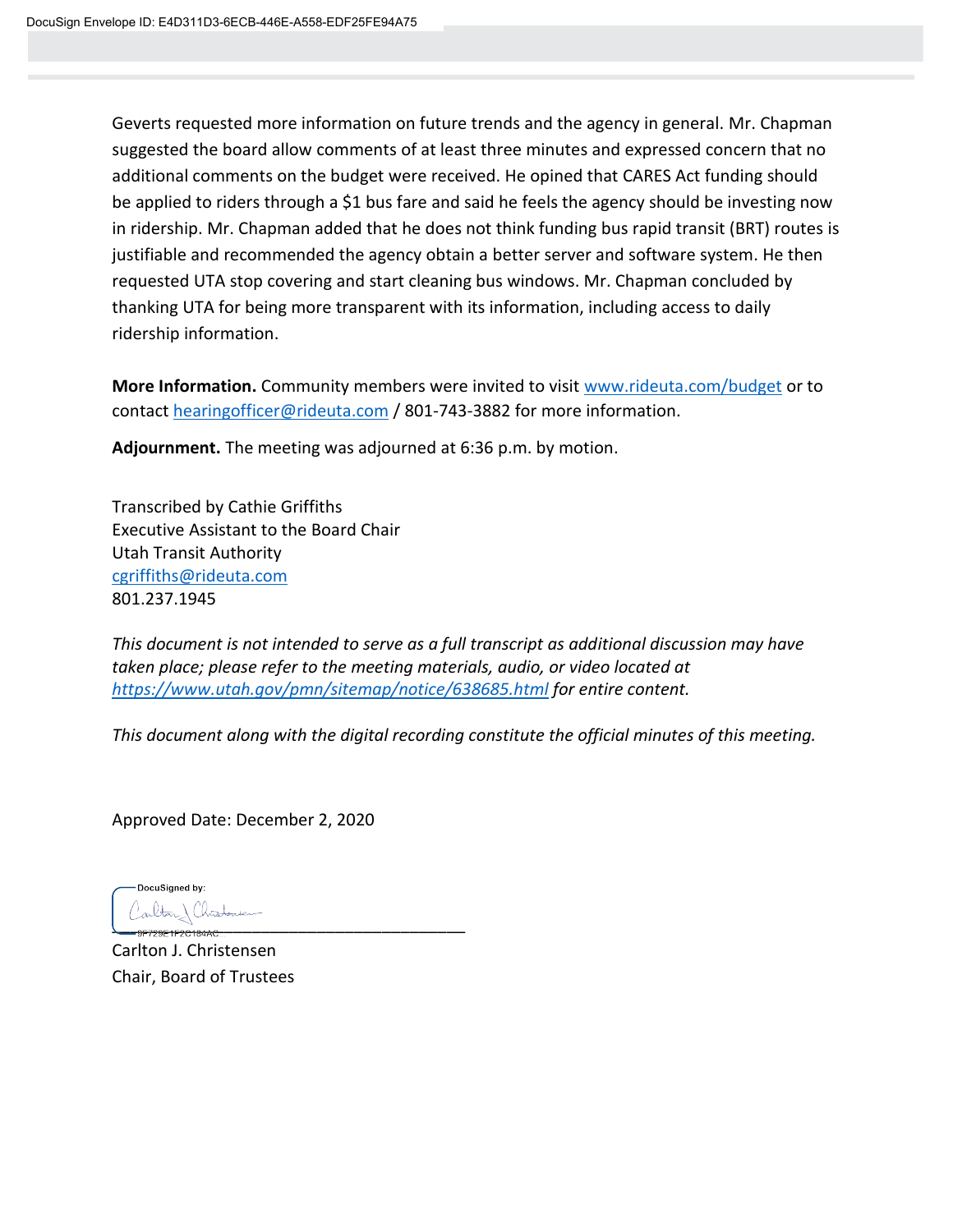Geverts requested more information on future trends and the agency in general. Mr. Chapman suggested the board allow comments of at least three minutes and expressed concern that no additional comments on the budget were received. He opined that CARES Act funding should be applied to riders through a $1 bus fare and said he feels the agency should be investing now in ridership. Mr. Chapman added that he does not think funding bus rapid transit (BRT) routes is justifiable and recommended the agency obtain a better server and software system. He then requested UTA stop covering and start cleaning bus windows. Mr. Chapman concluded by thanking UTA for being more transparent with its information, including access to daily ridership information.

**More Information.** Community members were invited to visit www.rideuta.com/budget or to contact hearingofficer@rideuta.com / 801-743-3882 for more information.

**Adjournment.** The meeting was adjourned at 6:36 p.m. by motion.

Transcribed by Cathie Griffiths
Executive Assistant to the Board Chair
Utah Transit Authority
cgriffiths@rideuta.com
801.237.1945

*This document is not intended to serve as a full transcript as additional discussion may have taken place; please refer to the meeting materials, audio, or video located at https://www.utah.gov/pmn/sitemap/notice/638685.html for entire content.*

*This document along with the digital recording constitute the official minutes of this meeting.*

Approved Date: December 2, 2020

DocuSigned by:

8F729E1F2C184AC...

Carlton J. Christensen
Chair, Board of Trustees